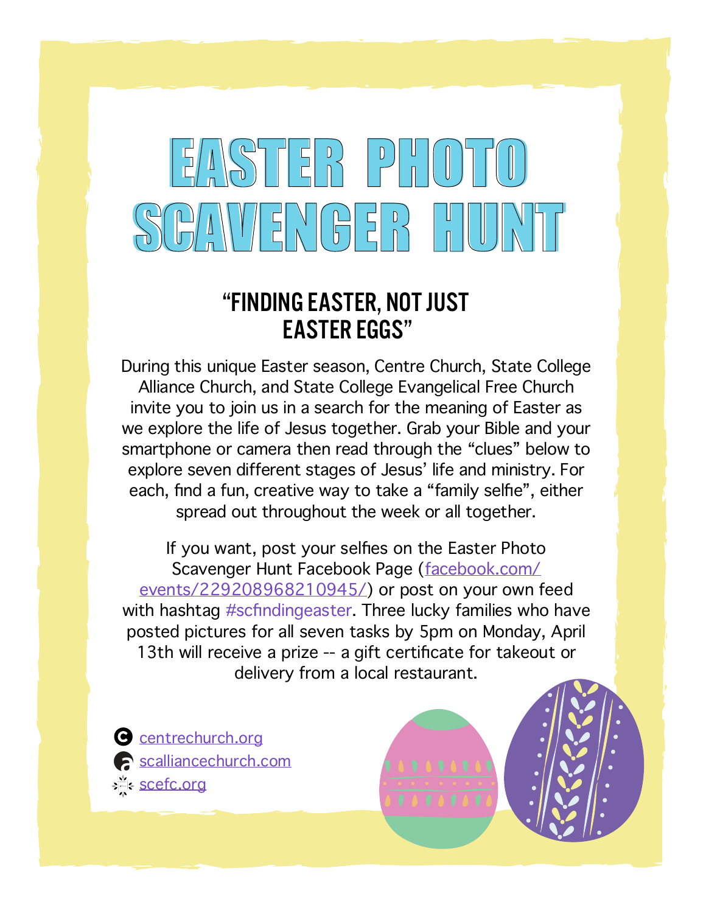# EASTER PHOTO SCAVENGER HUNT

## "FINDING EASTER, NOT JUST EASTER EGGS"

During this unique Easter season, Centre Church, State College Alliance Church, and State College Evangelical Free Church invite you to join us in a search for the meaning of Easter as we explore the life of Jesus together. Grab your Bible and your smartphone or camera then read through the "clues" below to explore seven different stages of Jesus' life and ministry. For each, find a fun, creative way to take a "family selfie", either spread out throughout the week or all together.

If you want, post your selfies on the Easter Photo Scavenger Hunt Facebook Page (facebook.com/events/229208968210945/) or post on your own feed with hashtag #scfindingeaster. Three lucky families who have posted pictures for all seven tasks by 5pm on Monday, April 13th will receive a prize -- a gift certificate for takeout or delivery from a local restaurant.

- centrechurch.org
- scalliancechurch.com
- scefc.org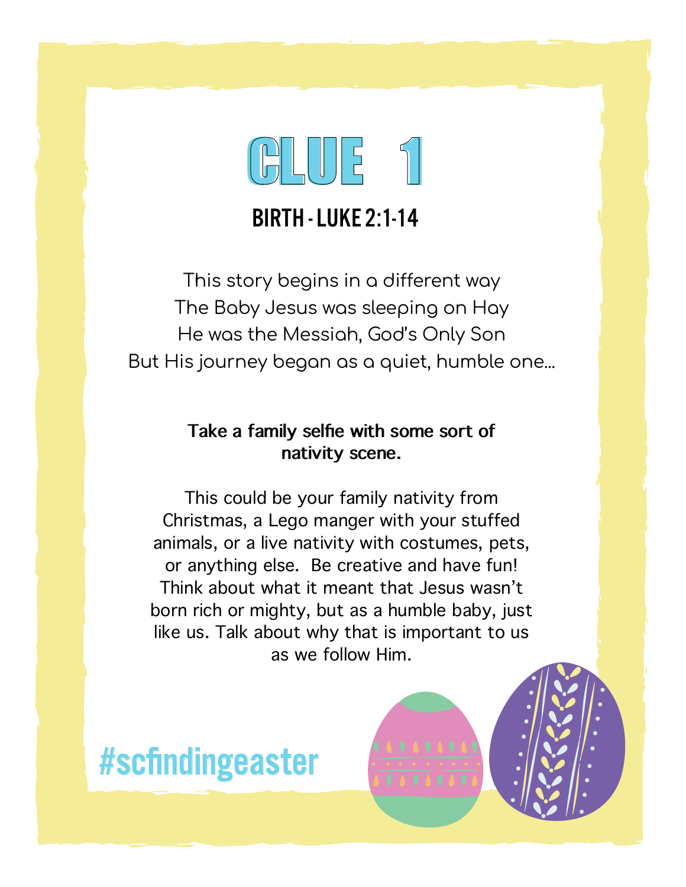# CLUE 1

## BIRTH - LUKE 2:1-14

This story begins in a different way
The Baby Jesus was sleeping on Hay
He was the Messiah, God's Only Son
But His journey began as a quiet, humble one...

**Take a family selfie with some sort of nativity scene.**

This could be your family nativity from Christmas, a Lego manger with your stuffed animals, or a live nativity with costumes, pets, or anything else. Be creative and have fun! Think about what it meant that Jesus wasn't born rich or mighty, but as a humble baby, just like us. Talk about why that is important to us as we follow Him.

#scfindingeaster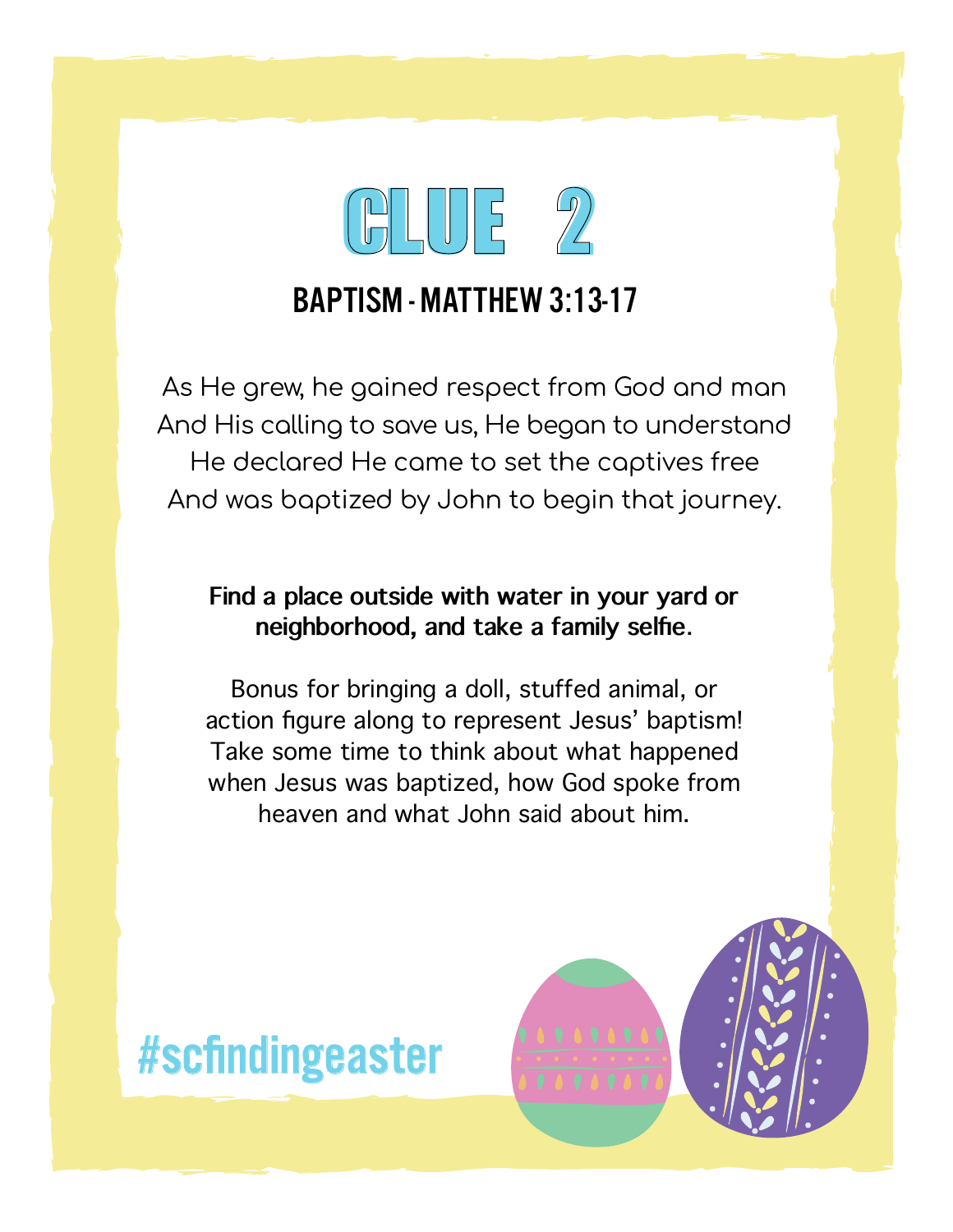# CLUE 2

## BAPTISM - MATTHEW 3:13-17

As He grew, he gained respect from God and man
And His calling to save us, He began to understand
He declared He came to set the captives free
And was baptized by John to begin that journey.

**Find a place outside with water in your yard or neighborhood, and take a family selfie.**

Bonus for bringing a doll, stuffed animal, or action figure along to represent Jesus' baptism! Take some time to think about what happened when Jesus was baptized, how God spoke from heaven and what John said about him.

#scfindingeaster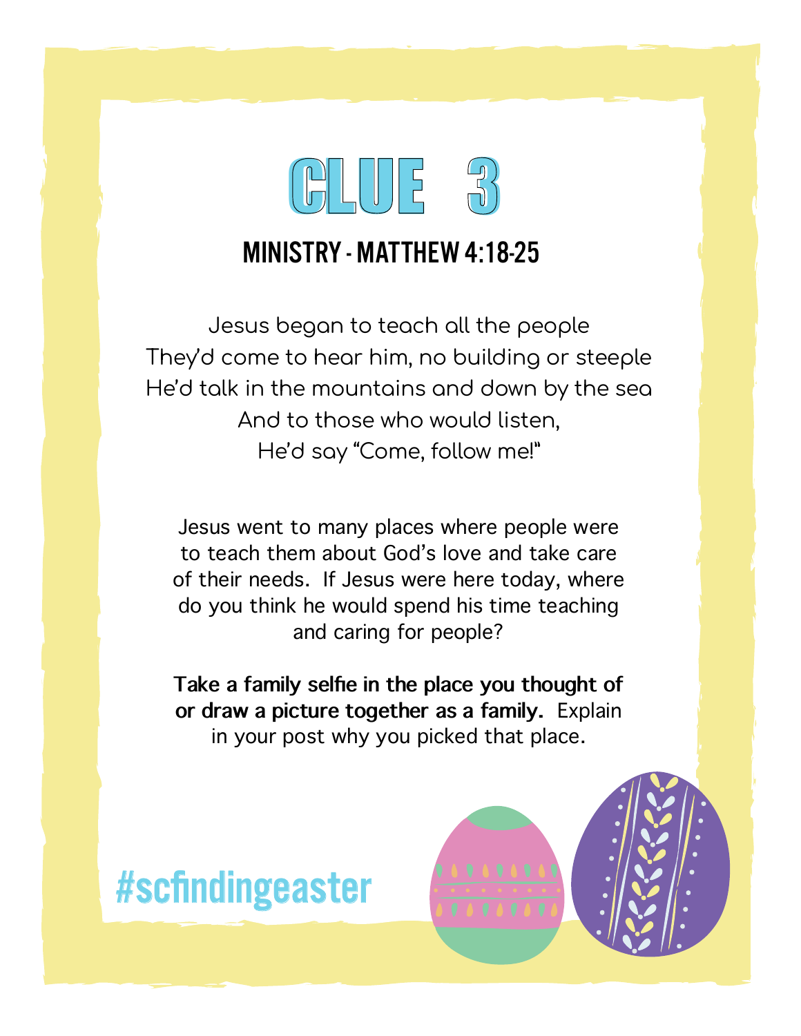# CLUE 3

## MINISTRY - MATTHEW 4:18-25

Jesus began to teach all the people  
They'd come to hear him, no building or steeple  
He'd talk in the mountains and down by the sea  
And to those who would listen,  
He'd say "Come, follow me!"

Jesus went to many places where people were to teach them about God's love and take care of their needs. If Jesus were here today, where do you think he would spend his time teaching and caring for people?

**Take a family selfie in the place you thought of or draw a picture together as a family.** Explain in your post why you picked that place.

#scfindingeaster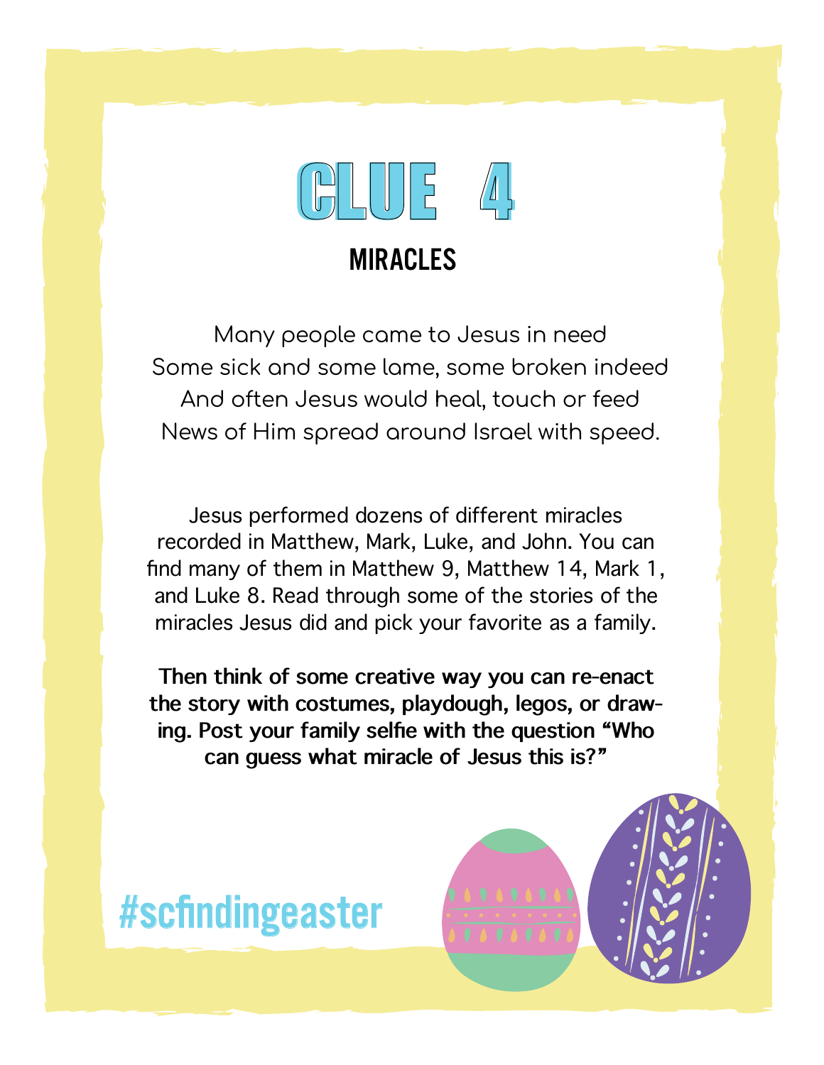# CLUE 4

## MIRACLES

Many people came to Jesus in need
Some sick and some lame, some broken indeed
And often Jesus would heal, touch or feed
News of Him spread around Israel with speed.

Jesus performed dozens of different miracles recorded in Matthew, Mark, Luke, and John. You can find many of them in Matthew 9, Matthew 14, Mark 1, and Luke 8. Read through some of the stories of the miracles Jesus did and pick your favorite as a family.

**Then think of some creative way you can re-enact the story with costumes, playdough, legos, or drawing. Post your family selfie with the question "Who can guess what miracle of Jesus this is?"**

#scfindingeaster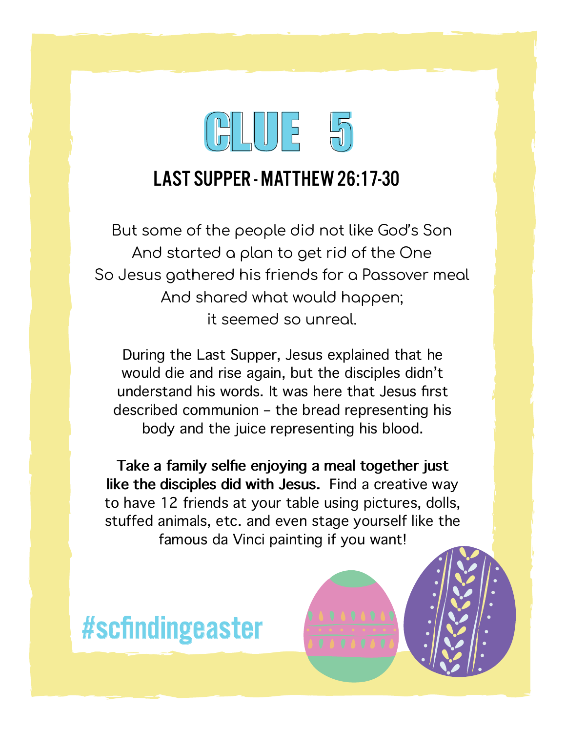# CLUE 5

## LAST SUPPER - MATTHEW 26:17-30

But some of the people did not like God's Son
And started a plan to get rid of the One
So Jesus gathered his friends for a Passover meal
And shared what would happen;
it seemed so unreal.

During the Last Supper, Jesus explained that he would die and rise again, but the disciples didn't understand his words. It was here that Jesus first described communion – the bread representing his body and the juice representing his blood.

**Take a family selfie enjoying a meal together just like the disciples did with Jesus.** Find a creative way to have 12 friends at your table using pictures, dolls, stuffed animals, etc. and even stage yourself like the famous da Vinci painting if you want!

#scfindingeaster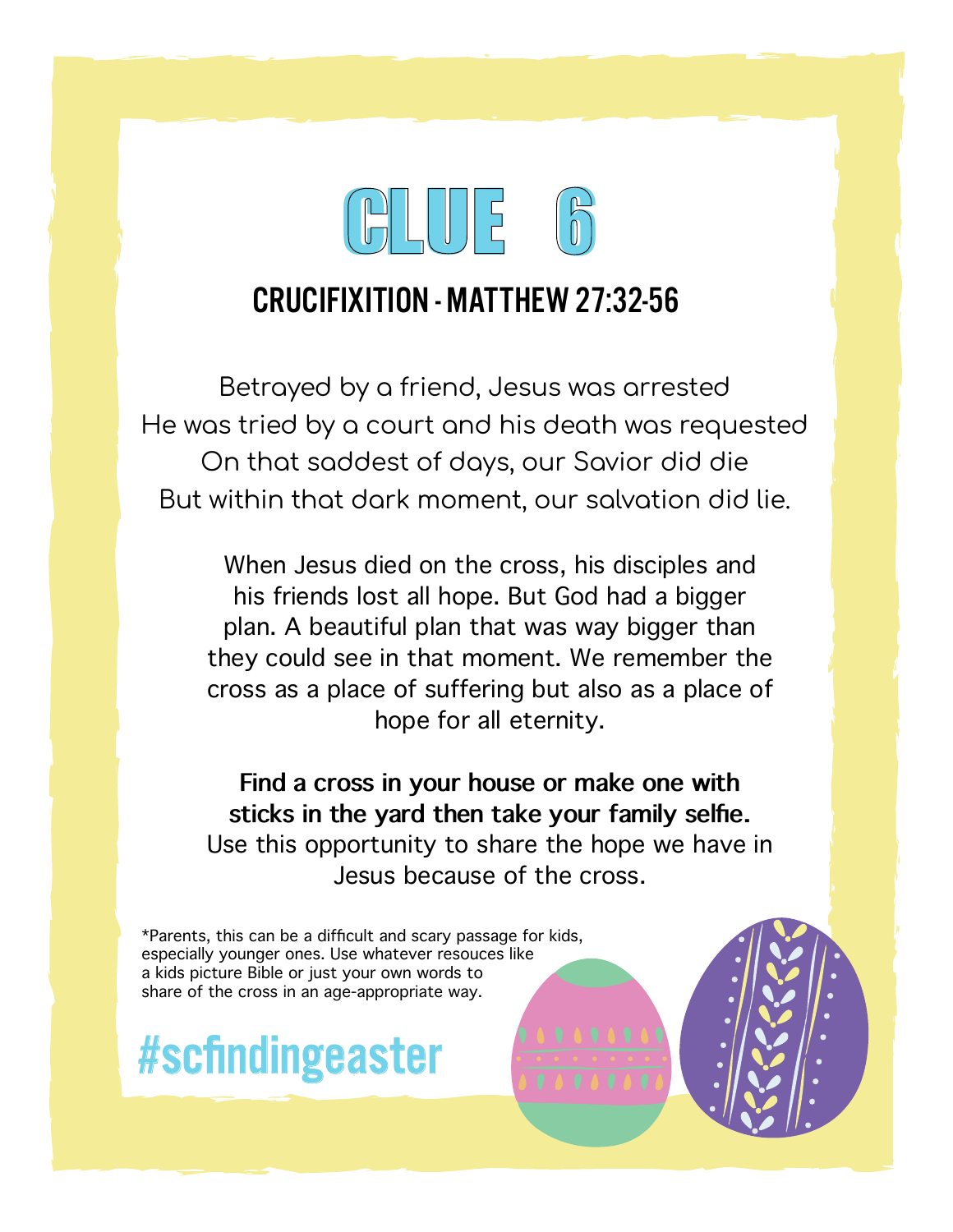# CLUE 6

## CRUCIFIXITION - MATTHEW 27:32-56

Betrayed by a friend, Jesus was arrested
He was tried by a court and his death was requested
On that saddest of days, our Savior did die
But within that dark moment, our salvation did lie.

When Jesus died on the cross, his disciples and his friends lost all hope. But God had a bigger plan. A beautiful plan that was way bigger than they could see in that moment. We remember the cross as a place of suffering but also as a place of hope for all eternity.

**Find a cross in your house or make one with sticks in the yard then take your family selfie.** Use this opportunity to share the hope we have in Jesus because of the cross.

*Parents, this can be a difficult and scary passage for kids, especially younger ones. Use whatever resouces like a kids picture Bible or just your own words to share of the cross in an age-appropriate way.

#scfindingeaster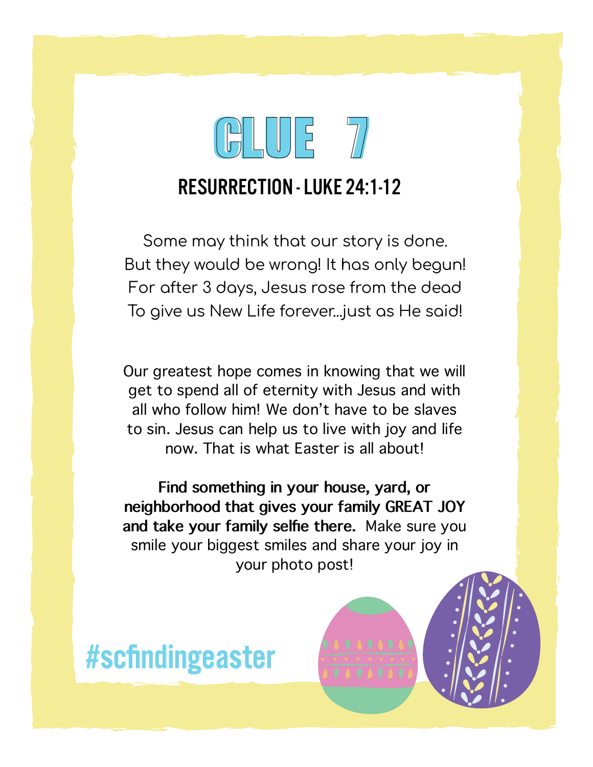# CLUE 7

## RESURRECTION - LUKE 24:1-12

Some may think that our story is done.
But they would be wrong! It has only begun!
For after 3 days, Jesus rose from the dead
To give us New Life forever...just as He said!

Our greatest hope comes in knowing that we will get to spend all of eternity with Jesus and with all who follow him! We don't have to be slaves to sin. Jesus can help us to live with joy and life now. That is what Easter is all about!

**Find something in your house, yard, or neighborhood that gives your family GREAT JOY and take your family selfie there.** Make sure you smile your biggest smiles and share your joy in your photo post!

#scfindingeaster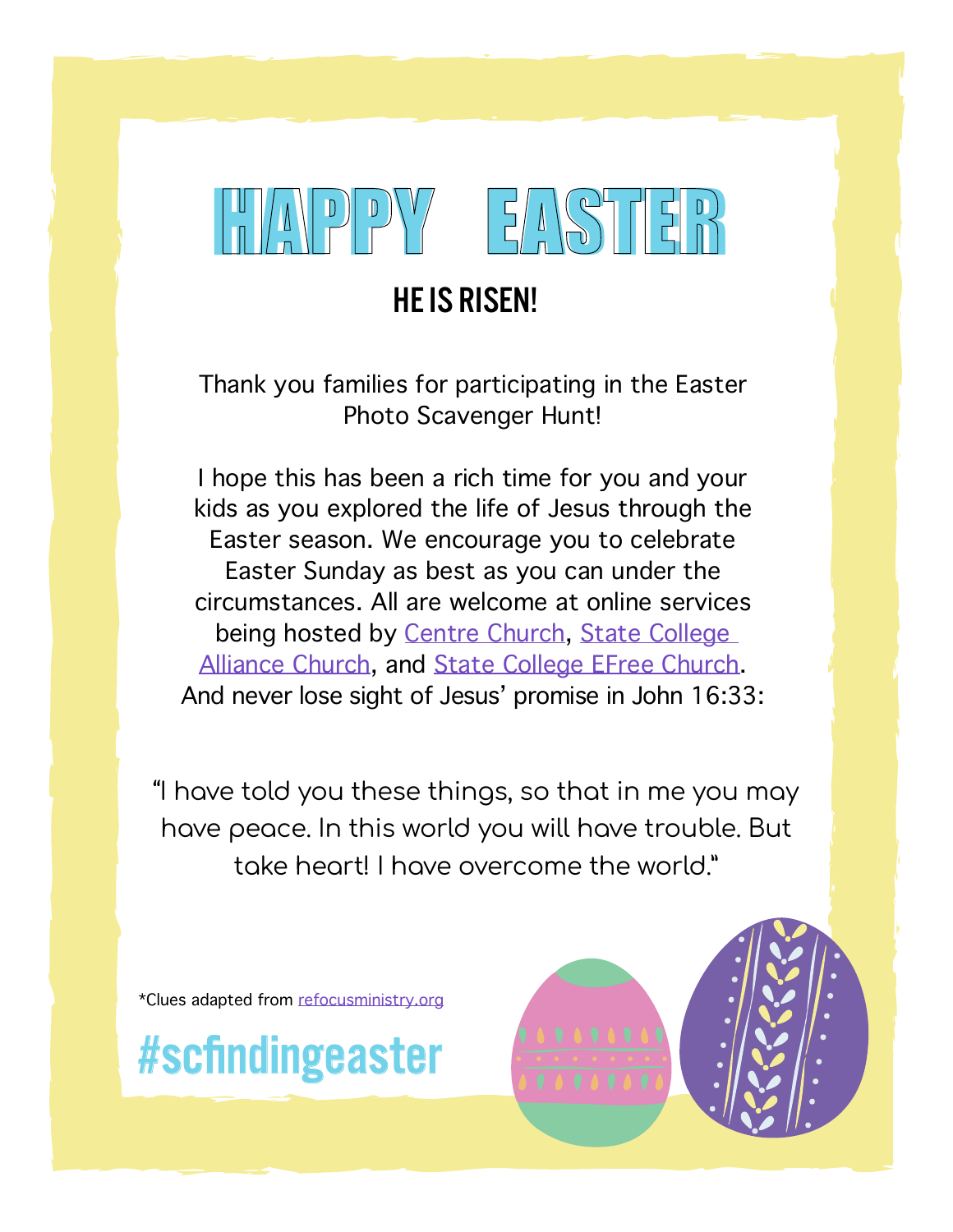# HAPPY EASTER

## HE IS RISEN!

Thank you families for participating in the Easter Photo Scavenger Hunt!

I hope this has been a rich time for you and your kids as you explored the life of Jesus through the Easter season. We encourage you to celebrate Easter Sunday as best as you can under the circumstances. All are welcome at online services being hosted by Centre Church, State College Alliance Church, and State College EFree Church. And never lose sight of Jesus' promise in John 16:33:

"I have told you these things, so that in me you may have peace. In this world you will have trouble. But take heart! I have overcome the world."

*Clues adapted from refocusministry.org

#scfindingeaster